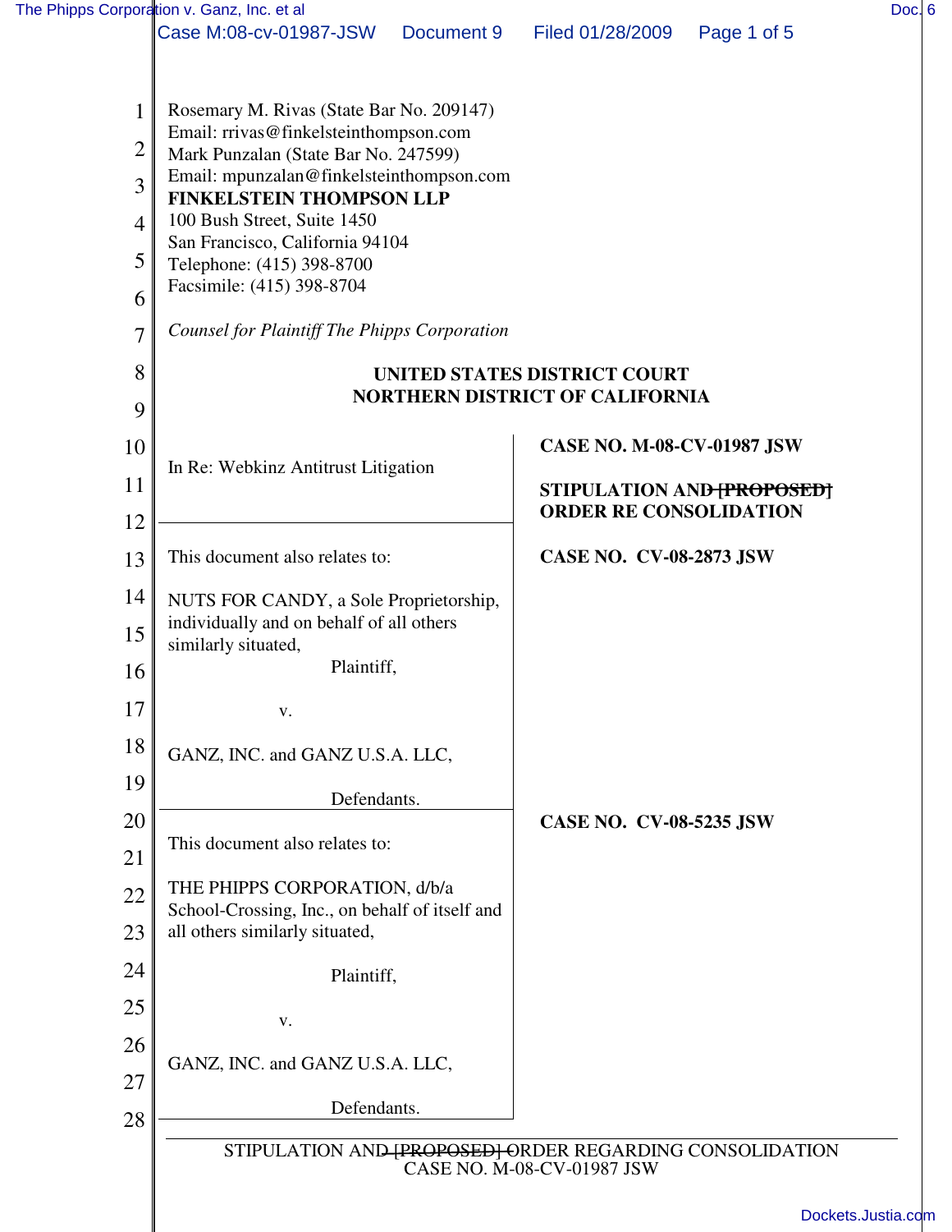Rosemary M. Rivas (State Bar No. 209147)
Email: rrivas@finkelsteinthompson.com
Mark Punzalan (State Bar No. 247599)
Email: mpunzalan@finkelsteinthompson.com
**FINKELSTEIN THOMPSON LLP**
100 Bush Street, Suite 1450
San Francisco, California 94104
Telephone: (415) 398-8700
Facsimile: (415) 398-8704

*Counsel for Plaintiff The Phipps Corporation*

**UNITED STATES DISTRICT COURT**
**NORTHERN DISTRICT OF CALIFORNIA**

| | |
|---|---|
| In Re: Webkinz Antitrust Litigation | **CASE NO. M-08-CV-01987 JSW**<br><br>**STIPULATION AND ~~[PROPOSED]~~ ORDER RE CONSOLIDATION** |
| This document also relates to:<br><br>NUTS FOR CANDY, a Sole Proprietorship, individually and on behalf of all others similarly situated,<br><br>Plaintiff,<br><br>v.<br><br>GANZ, INC. and GANZ U.S.A. LLC,<br><br>Defendants. | **CASE NO. CV-08-2873 JSW** |
| This document also relates to:<br><br>THE PHIPPS CORPORATION, d/b/a School-Crossing, Inc., on behalf of itself and all others similarly situated,<br><br>Plaintiff,<br><br>v.<br><br>GANZ, INC. and GANZ U.S.A. LLC,<br><br>Defendants. | **CASE NO. CV-08-5235 JSW** |

STIPULATION AND ~~[PROPOSED]~~ ORDER REGARDING CONSOLIDATION
CASE NO. M-08-CV-01987 JSW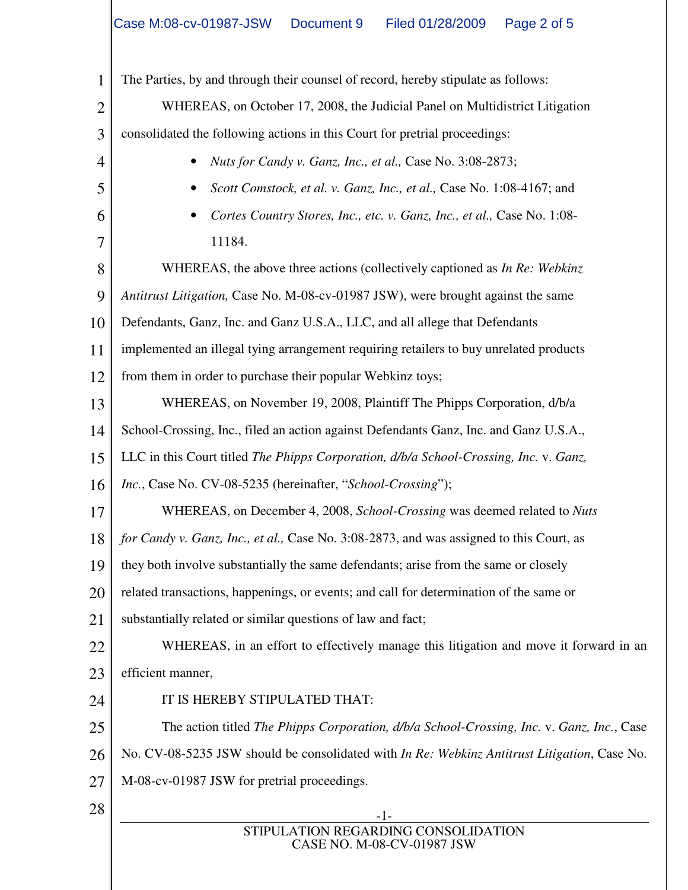The Parties, by and through their counsel of record, hereby stipulate as follows:

WHEREAS, on October 17, 2008, the Judicial Panel on Multidistrict Litigation consolidated the following actions in this Court for pretrial proceedings:

- *Nuts for Candy v. Ganz, Inc., et al.,* Case No. 3:08-2873;
- *Scott Comstock, et al. v. Ganz, Inc., et al.,* Case No. 1:08-4167; and
- *Cortes Country Stores, Inc., etc. v. Ganz, Inc., et al.,* Case No. 1:08-11184.

WHEREAS, the above three actions (collectively captioned as *In Re: Webkinz Antitrust Litigation,* Case No. M-08-cv-01987 JSW), were brought against the same Defendants, Ganz, Inc. and Ganz U.S.A., LLC, and all allege that Defendants implemented an illegal tying arrangement requiring retailers to buy unrelated products from them in order to purchase their popular Webkinz toys;

WHEREAS, on November 19, 2008, Plaintiff The Phipps Corporation, d/b/a School-Crossing, Inc., filed an action against Defendants Ganz, Inc. and Ganz U.S.A., LLC in this Court titled *The Phipps Corporation, d/b/a School-Crossing, Inc.* v. *Ganz, Inc.*, Case No. CV-08-5235 (hereinafter, "*School-Crossing*");

WHEREAS, on December 4, 2008, *School-Crossing* was deemed related to *Nuts for Candy v. Ganz, Inc., et al.,* Case No. 3:08-2873, and was assigned to this Court, as they both involve substantially the same defendants; arise from the same or closely related transactions, happenings, or events; and call for determination of the same or substantially related or similar questions of law and fact;

WHEREAS, in an effort to effectively manage this litigation and move it forward in an efficient manner,

IT IS HEREBY STIPULATED THAT:

The action titled *The Phipps Corporation, d/b/a School-Crossing, Inc.* v. *Ganz, Inc.*, Case No. CV-08-5235 JSW should be consolidated with *In Re: Webkinz Antitrust Litigation*, Case No. M-08-cv-01987 JSW for pretrial proceedings.

STIPULATION REGARDING CONSOLIDATION
CASE NO. M-08-CV-01987 JSW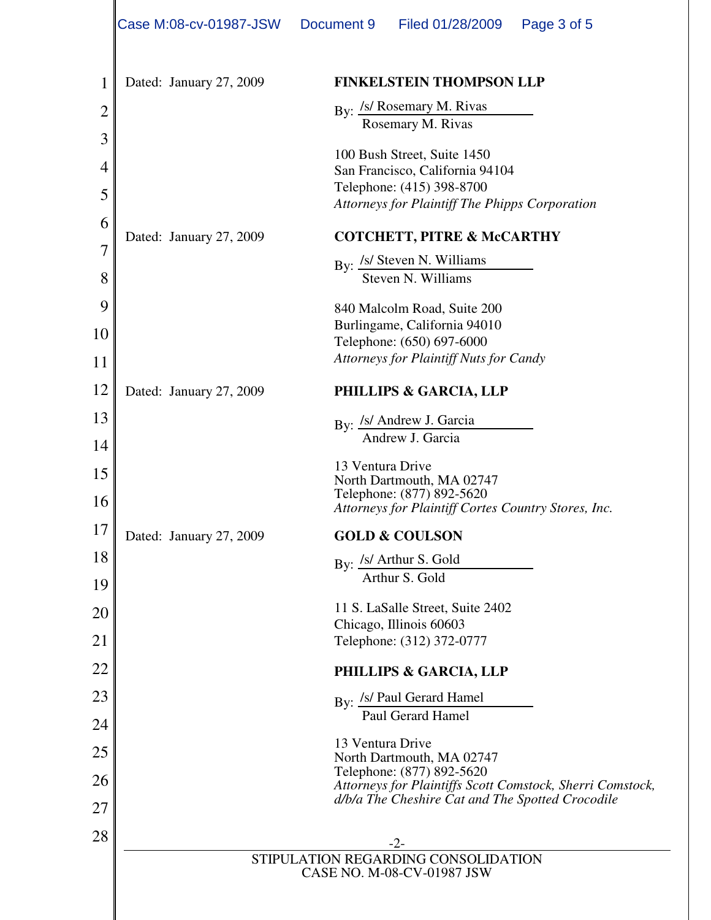Dated: January 27, 2009

**FINKELSTEIN THOMPSON LLP**

By: /s/ Rosemary M. Rivas
Rosemary M. Rivas

100 Bush Street, Suite 1450
San Francisco, California 94104
Telephone: (415) 398-8700
*Attorneys for Plaintiff The Phipps Corporation*

Dated: January 27, 2009

**COTCHETT, PITRE & McCARTHY**

By: /s/ Steven N. Williams
Steven N. Williams

840 Malcolm Road, Suite 200
Burlingame, California 94010
Telephone: (650) 697-6000
*Attorneys for Plaintiff Nuts for Candy*

Dated: January 27, 2009

**PHILLIPS & GARCIA, LLP**

By: /s/ Andrew J. Garcia
Andrew J. Garcia

13 Ventura Drive
North Dartmouth, MA 02747
Telephone: (877) 892-5620
*Attorneys for Plaintiff Cortes Country Stores, Inc.*

Dated: January 27, 2009

**GOLD & COULSON**

By: /s/ Arthur S. Gold
Arthur S. Gold

11 S. LaSalle Street, Suite 2402
Chicago, Illinois 60603
Telephone: (312) 372-0777

**PHILLIPS & GARCIA, LLP**

By: /s/ Paul Gerard Hamel
Paul Gerard Hamel

13 Ventura Drive
North Dartmouth, MA 02747
Telephone: (877) 892-5620
*Attorneys for Plaintiffs Scott Comstock, Sherri Comstock, d/b/a The Cheshire Cat and The Spotted Crocodile*

STIPULATION REGARDING CONSOLIDATION
CASE NO. M-08-CV-01987 JSW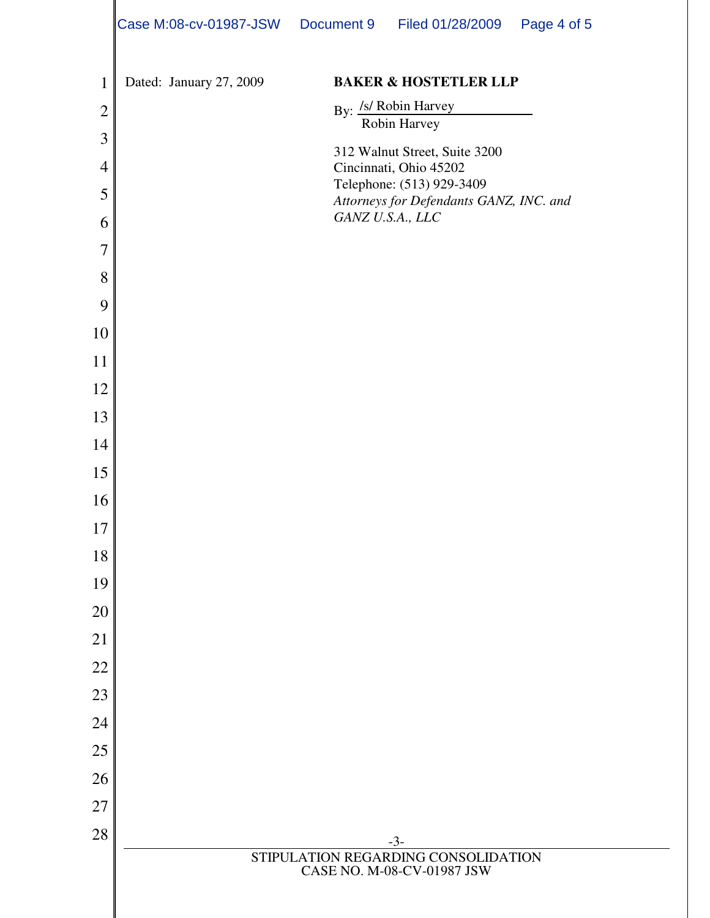Dated: January 27, 2009

**BAKER & HOSTETLER LLP**

By: /s/ Robin Harvey
Robin Harvey

312 Walnut Street, Suite 3200
Cincinnati, Ohio 45202
Telephone: (513) 929-3409
*Attorneys for Defendants GANZ, INC. and GANZ U.S.A., LLC*

STIPULATION REGARDING CONSOLIDATION
CASE NO. M-08-CV-01987 JSW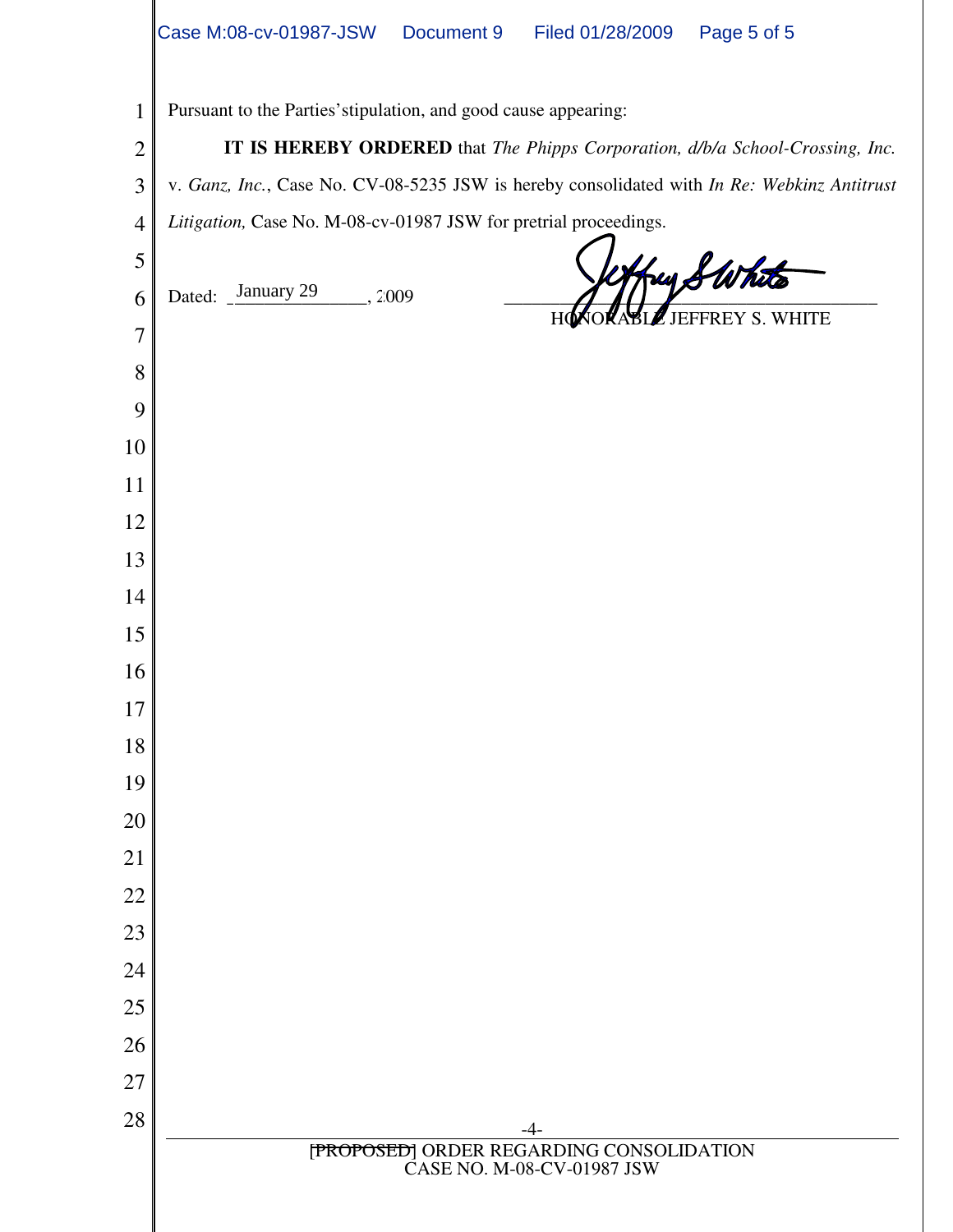Pursuant to the Parties' stipulation, and good cause appearing:

**IT IS HEREBY ORDERED** that *The Phipps Corporation, d/b/a School-Crossing, Inc.* v. *Ganz, Inc.*, Case No. CV-08-5235 JSW is hereby consolidated with *In Re: Webkinz Antitrust Litigation,* Case No. M-08-cv-01987 JSW for pretrial proceedings.

Dated: January 29, 2009

HONORABLE JEFFREY S. WHITE

~~[PROPOSED]~~ ORDER REGARDING CONSOLIDATION
CASE NO. M-08-CV-01987 JSW